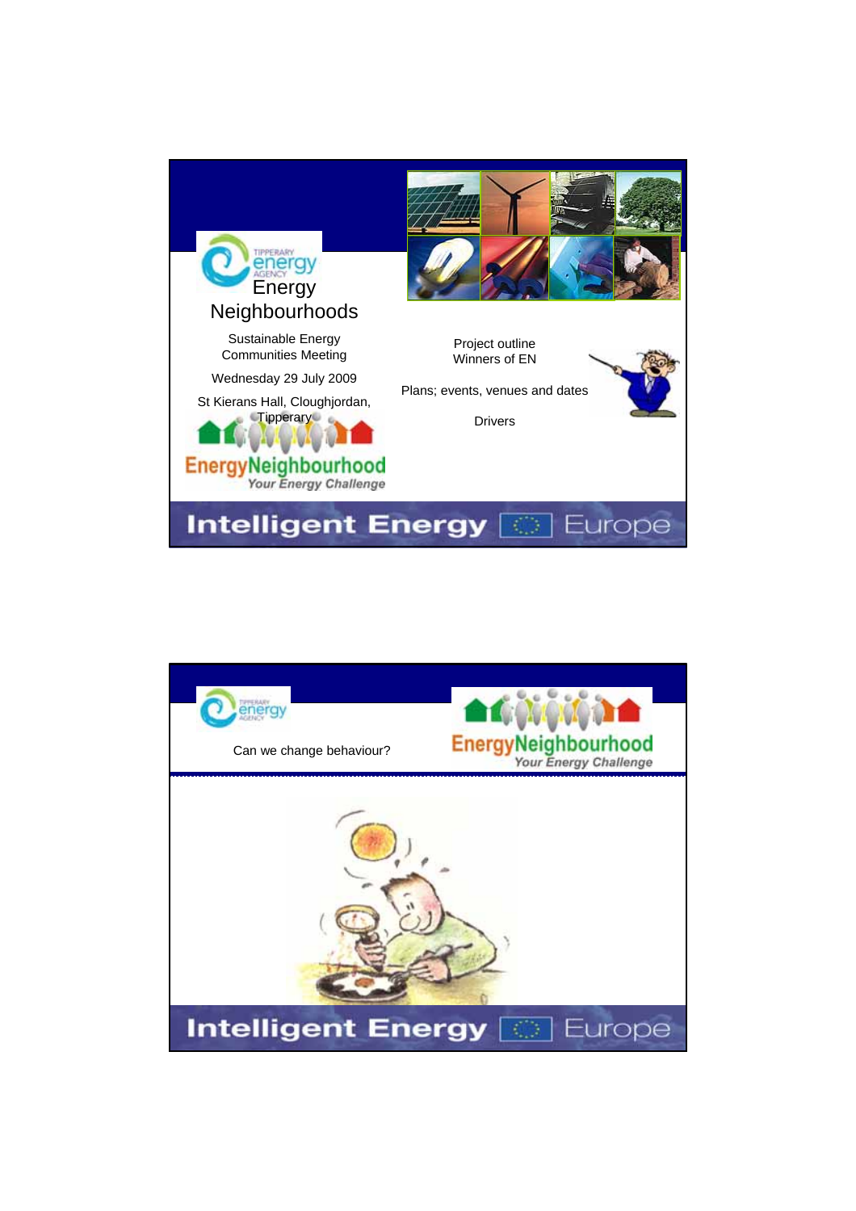# Energy Neighbourhoods

Sustainable Energy Communities Meeting

Wednesday 29 July 2009

St Kierans Hall, Cloughjordan, Tipperary

Project outline
Winners of EN

Plans; events, venues and dates

Drivers

---

## Can we change behaviour?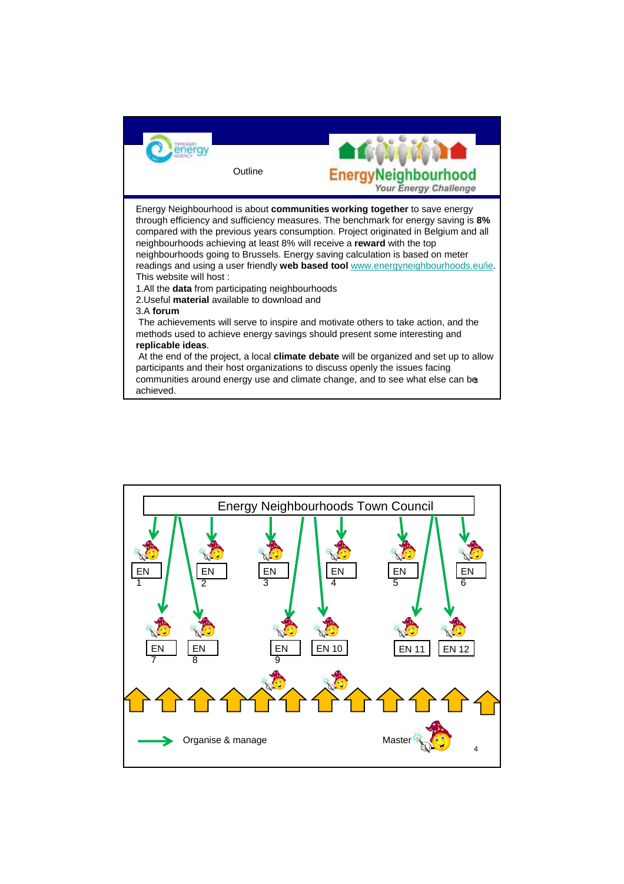Outline

EnergyNeighbourhood
Your Energy Challenge

Energy Neighbourhood is about **communities working together** to save energy through efficiency and sufficiency measures. The benchmark for energy saving is **8%** compared with the previous years consumption. Project originated in Belgium and all neighbourhoods achieving at least 8% will receive a **reward** with the top neighbourhoods going to Brussels. Energy saving calculation is based on meter readings and using a user friendly **web based tool** www.energyneighbourhoods.eu/ie. This website will host :

1. All the **data** from participating neighbourhoods
2. Useful **material** available to download and
3. A **forum**

The achievements will serve to inspire and motivate others to take action, and the methods used to achieve energy savings should present some interesting and **replicable ideas**.

At the end of the project, a local **climate debate** will be organized and set up to allow participants and their host organizations to discuss openly the issues facing communities around energy use and climate change, and to see what else can be achieved.

---

Energy Neighbourhoods Town Council

EN 1 | EN 2 | EN 3 | EN 4 | EN 5 | EN 6

EN 7 | EN 8 | EN 9 | EN 10 | EN 11 | EN 12

Organise & manage

Master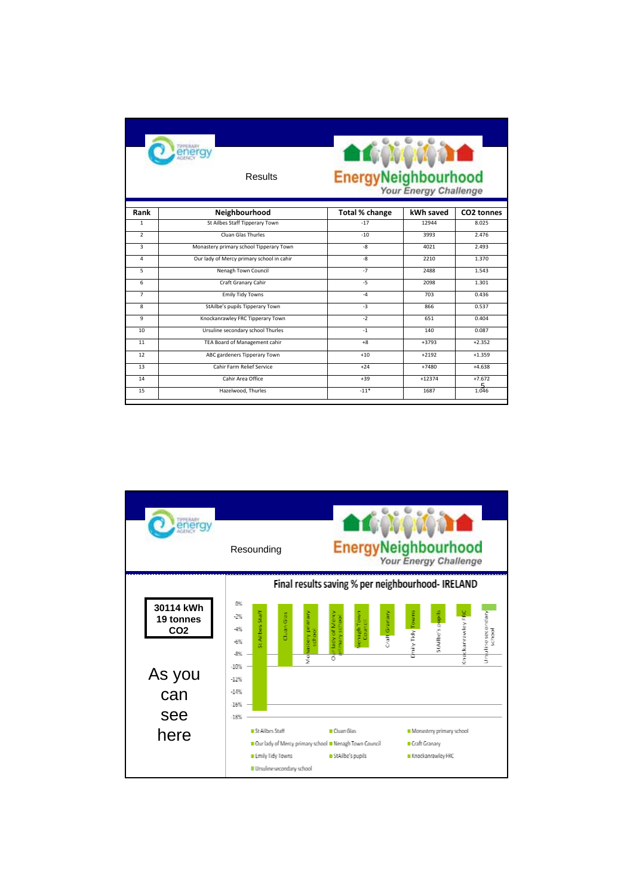Results

EnergyNeighbourhood
*Your Energy Challenge*

| Rank | Neighbourhood | Total % change | kWh saved | CO2 tonnes |
|---|---|---|---|---|
| 1 | St Ailbes Staff Tipperary Town | -17 | 12944 | 8.025 |
| 2 | Cluan Glas Thurles | -10 | 3993 | 2.476 |
| 3 | Monastery primary school Tipperary Town | -8 | 4021 | 2.493 |
| 4 | Our lady of Mercy primary school in cahir | -8 | 2210 | 1.370 |
| 5 | Nenagh Town Council | -7 | 2488 | 1.543 |
| 6 | Craft Granary Cahir | -5 | 2098 | 1.301 |
| 7 | Emily Tidy Towns | -4 | 703 | 0.436 |
| 8 | StAilbe's pupils Tipperary Town | -3 | 866 | 0.537 |
| 9 | Knockanrawley FRC Tipperary Town | -2 | 651 | 0.404 |
| 10 | Ursuline secondary school Thurles | -1 | 140 | 0.087 |
| 11 | TEA Board of Management cahir | +8 | +3793 | +2.352 |
| 12 | ABC gardeners Tipperary Town | +10 | +2192 | +1.359 |
| 13 | Cahir Farm Relief Service | +24 | +7480 | +4.638 |
| 14 | Cahir Area Office | +39 | +12374 | +7.672 |
| 15 | Hazelwood, Thurles | -11* | 1687 | 1.046 |

Resounding

EnergyNeighbourhood
*Your Energy Challenge*

**30114 kWh**
**19 tonnes CO2**

As you can see here

Final results saving % per neighbourhood- IRELAND

Legend: St Ailbes Staff, Cluan Glas, Monastery primary school, Our lady of Mercy primary school, Nenagh Town Council, Craft Granary, Emily Tidy Towns, StAilbe's pupils, Knockanrawley FRC, Ursuline secondary school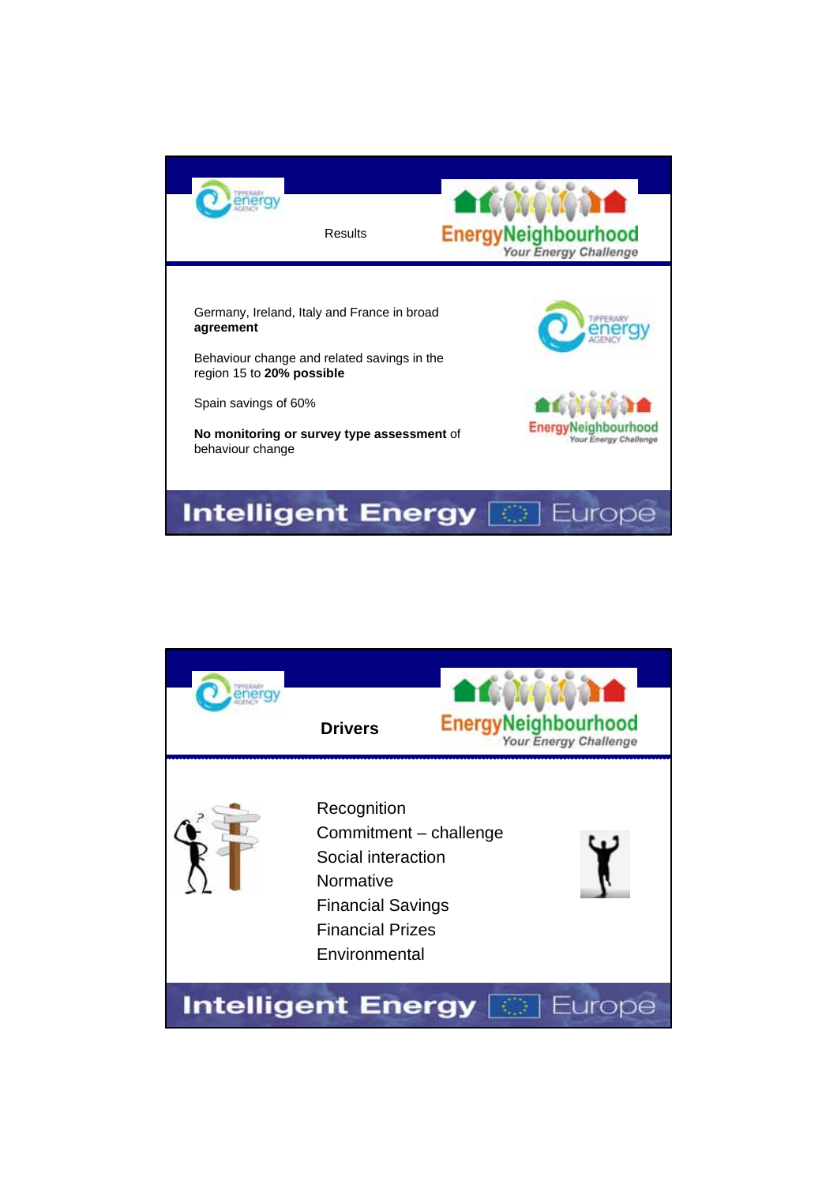## Results

Germany, Ireland, Italy and France in broad **agreement**

Behaviour change and related savings in the region 15 to **20% possible**

Spain savings of 60%

**No monitoring or survey type assessment** of behaviour change

## Drivers

- Recognition
- Commitment – challenge
- Social interaction
- Normative
- Financial Savings
- Financial Prizes
- Environmental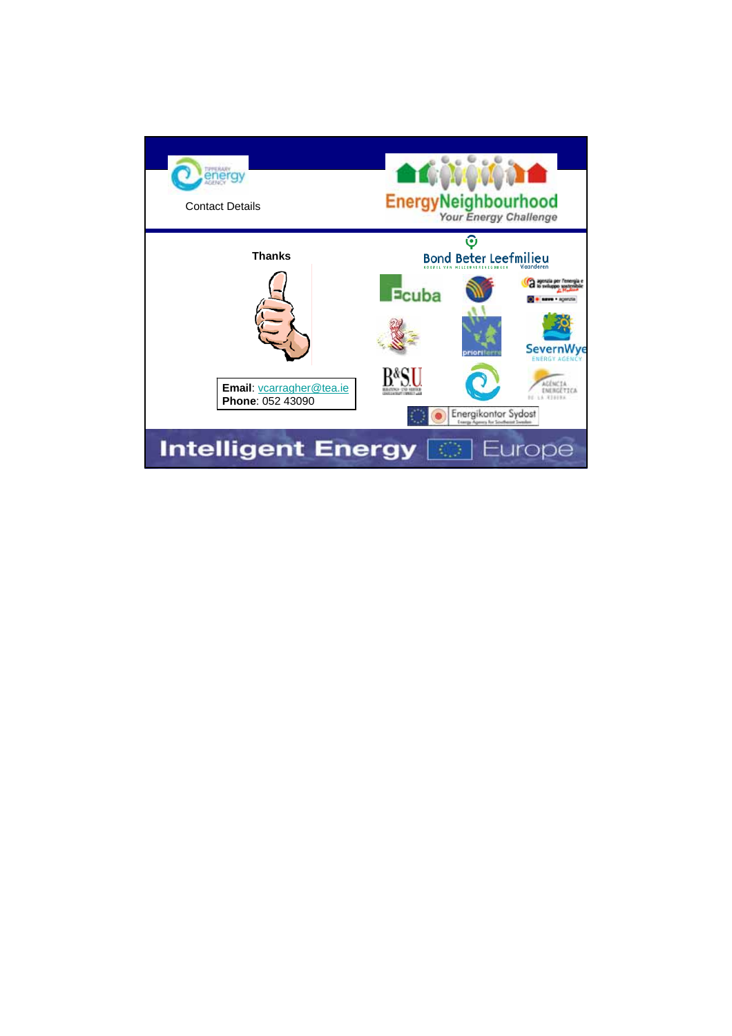Contact Details

EnergyNeighbourhood

*Your Energy Challenge*

**Thanks**

**Email**: vcarragher@tea.ie
**Phone**: 052 43090

Intelligent Energy Europe